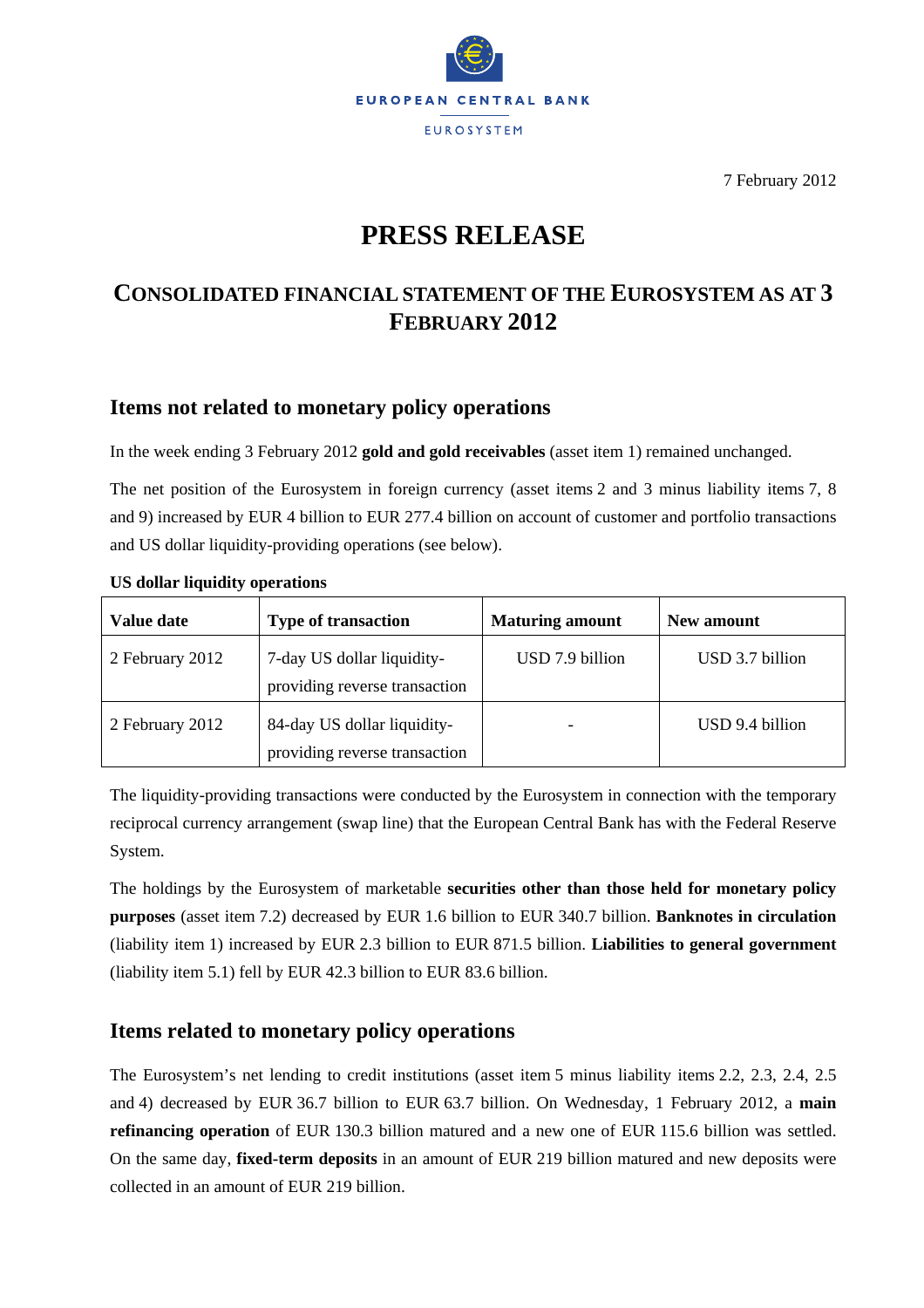EUROPEAN CENTRAL BANK

EUROSYSTEM

7 February 2012

# PRESS RELEASE

## CONSOLIDATED FINANCIAL STATEMENT OF THE EUROSYSTEM AS AT 3 FEBRUARY 2012

### Items not related to monetary policy operations

In the week ending 3 February 2012 **gold and gold receivables** (asset item 1) remained unchanged.

The net position of the Eurosystem in foreign currency (asset items 2 and 3 minus liability items 7, 8 and 9) increased by EUR 4 billion to EUR 277.4 billion on account of customer and portfolio transactions and US dollar liquidity-providing operations (see below).

**US dollar liquidity operations**

| Value date | Type of transaction | Maturing amount | New amount |
|---|---|---|---|
| 2 February 2012 | 7-day US dollar liquidity-providing reverse transaction | USD 7.9 billion | USD 3.7 billion |
| 2 February 2012 | 84-day US dollar liquidity-providing reverse transaction | - | USD 9.4 billion |

The liquidity-providing transactions were conducted by the Eurosystem in connection with the temporary reciprocal currency arrangement (swap line) that the European Central Bank has with the Federal Reserve System.

The holdings by the Eurosystem of marketable **securities other than those held for monetary policy purposes** (asset item 7.2) decreased by EUR 1.6 billion to EUR 340.7 billion. **Banknotes in circulation** (liability item 1) increased by EUR 2.3 billion to EUR 871.5 billion. **Liabilities to general government** (liability item 5.1) fell by EUR 42.3 billion to EUR 83.6 billion.

### Items related to monetary policy operations

The Eurosystem's net lending to credit institutions (asset item 5 minus liability items 2.2, 2.3, 2.4, 2.5 and 4) decreased by EUR 36.7 billion to EUR 63.7 billion. On Wednesday, 1 February 2012, a **main refinancing operation** of EUR 130.3 billion matured and a new one of EUR 115.6 billion was settled. On the same day, **fixed-term deposits** in an amount of EUR 219 billion matured and new deposits were collected in an amount of EUR 219 billion.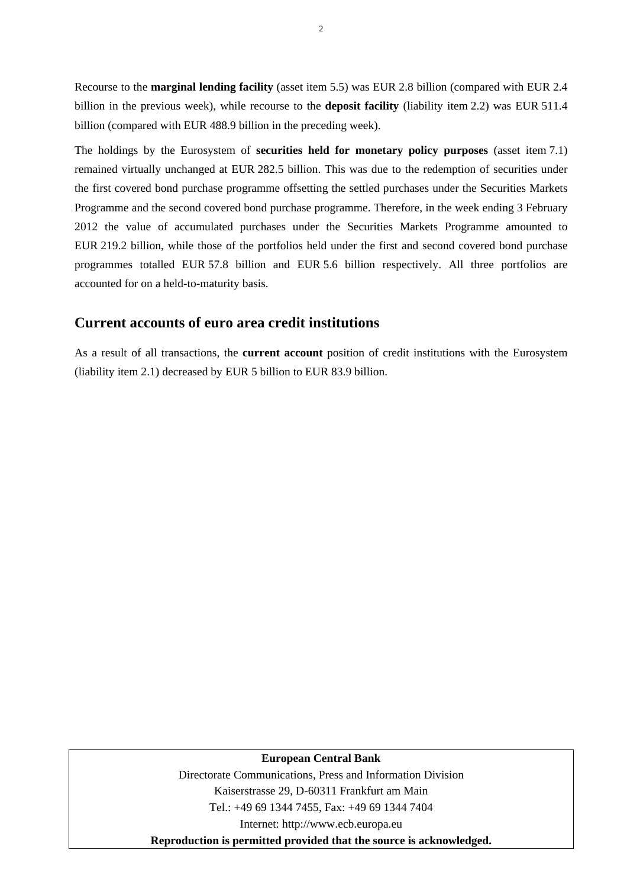Recourse to the **marginal lending facility** (asset item 5.5) was EUR 2.8 billion (compared with EUR 2.4 billion in the previous week), while recourse to the **deposit facility** (liability item 2.2) was EUR 511.4 billion (compared with EUR 488.9 billion in the preceding week).

The holdings by the Eurosystem of **securities held for monetary policy purposes** (asset item 7.1) remained virtually unchanged at EUR 282.5 billion. This was due to the redemption of securities under the first covered bond purchase programme offsetting the settled purchases under the Securities Markets Programme and the second covered bond purchase programme. Therefore, in the week ending 3 February 2012 the value of accumulated purchases under the Securities Markets Programme amounted to EUR 219.2 billion, while those of the portfolios held under the first and second covered bond purchase programmes totalled EUR 57.8 billion and EUR 5.6 billion respectively. All three portfolios are accounted for on a held-to-maturity basis.

## Current accounts of euro area credit institutions

As a result of all transactions, the **current account** position of credit institutions with the Eurosystem (liability item 2.1) decreased by EUR 5 billion to EUR 83.9 billion.

**European Central Bank**

Directorate Communications, Press and Information Division

Kaiserstrasse 29, D-60311 Frankfurt am Main

Tel.: +49 69 1344 7455, Fax: +49 69 1344 7404

Internet: http://www.ecb.europa.eu

**Reproduction is permitted provided that the source is acknowledged.**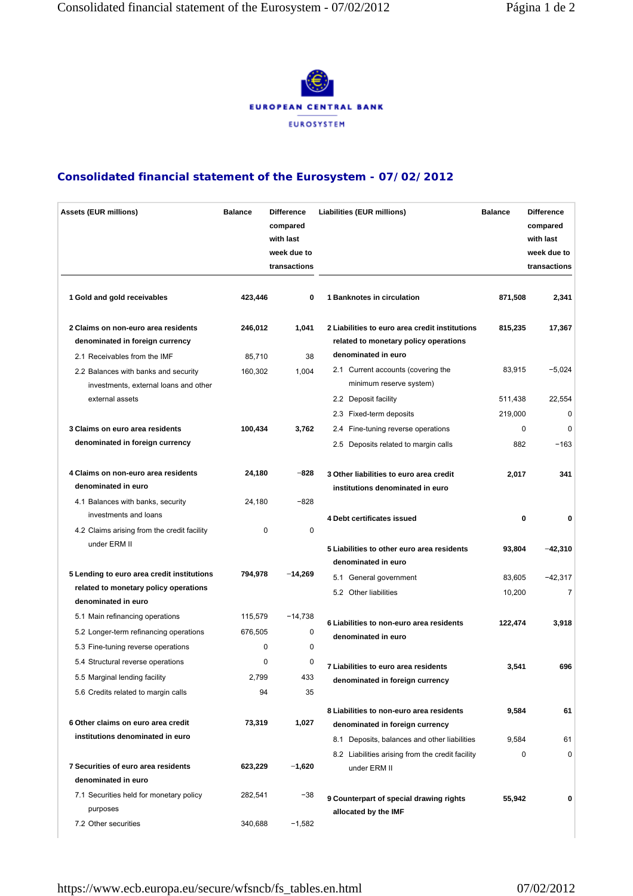EUROPEAN CENTRAL BANK

EUROSYSTEM

## Consolidated financial statement of the Eurosystem - 07/02/2012

| Assets (EUR millions) | Balance | Difference compared with last week due to transactions | Liabilities (EUR millions) | Balance | Difference compared with last week due to transactions |
|---|---|---|---|---|---|
| **1 Gold and gold receivables** | **423,446** | **0** | **1 Banknotes in circulation** | **871,508** | **2,341** |
| **2 Claims on non-euro area residents denominated in foreign currency** | **246,012** | **1,041** | **2 Liabilities to euro area credit institutions related to monetary policy operations denominated in euro** | **815,235** | **17,367** |
| 2.1 Receivables from the IMF | 85,710 | 38 | 2.1 Current accounts (covering the minimum reserve system) | 83,915 | −5,024 |
| 2.2 Balances with banks and security investments, external loans and other external assets | 160,302 | 1,004 | 2.2 Deposit facility | 511,438 | 22,554 |
| | | | 2.3 Fixed-term deposits | 219,000 | 0 |
| **3 Claims on euro area residents denominated in foreign currency** | **100,434** | **3,762** | 2.4 Fine-tuning reverse operations | 0 | 0 |
| | | | 2.5 Deposits related to margin calls | 882 | −163 |
| **4 Claims on non-euro area residents denominated in euro** | **24,180** | **−828** | **3 Other liabilities to euro area credit institutions denominated in euro** | **2,017** | **341** |
| 4.1 Balances with banks, security investments and loans | 24,180 | −828 | | | |
| 4.2 Claims arising from the credit facility under ERM II | 0 | 0 | **4 Debt certificates issued** | **0** | **0** |
| | | | **5 Liabilities to other euro area residents denominated in euro** | **93,804** | **−42,310** |
| **5 Lending to euro area credit institutions related to monetary policy operations denominated in euro** | **794,978** | **−14,269** | 5.1 General government | 83,605 | −42,317 |
| | | | 5.2 Other liabilities | 10,200 | 7 |
| 5.1 Main refinancing operations | 115,579 | −14,738 | **6 Liabilities to non-euro area residents denominated in euro** | **122,474** | **3,918** |
| 5.2 Longer-term refinancing operations | 676,505 | 0 | | | |
| 5.3 Fine-tuning reverse operations | 0 | 0 | | | |
| 5.4 Structural reverse operations | 0 | 0 | **7 Liabilities to euro area residents denominated in foreign currency** | **3,541** | **696** |
| 5.5 Marginal lending facility | 2,799 | 433 | | | |
| 5.6 Credits related to margin calls | 94 | 35 | | | |
| | | | **8 Liabilities to non-euro area residents denominated in foreign currency** | **9,584** | **61** |
| **6 Other claims on euro area credit institutions denominated in euro** | **73,319** | **1,027** | 8.1 Deposits, balances and other liabilities | 9,584 | 61 |
| | | | 8.2 Liabilities arising from the credit facility under ERM II | 0 | 0 |
| **7 Securities of euro area residents denominated in euro** | **623,229** | **−1,620** | | | |
| 7.1 Securities held for monetary policy purposes | 282,541 | −38 | **9 Counterpart of special drawing rights allocated by the IMF** | **55,942** | **0** |
| 7.2 Other securities | 340,688 | −1,582 | | | |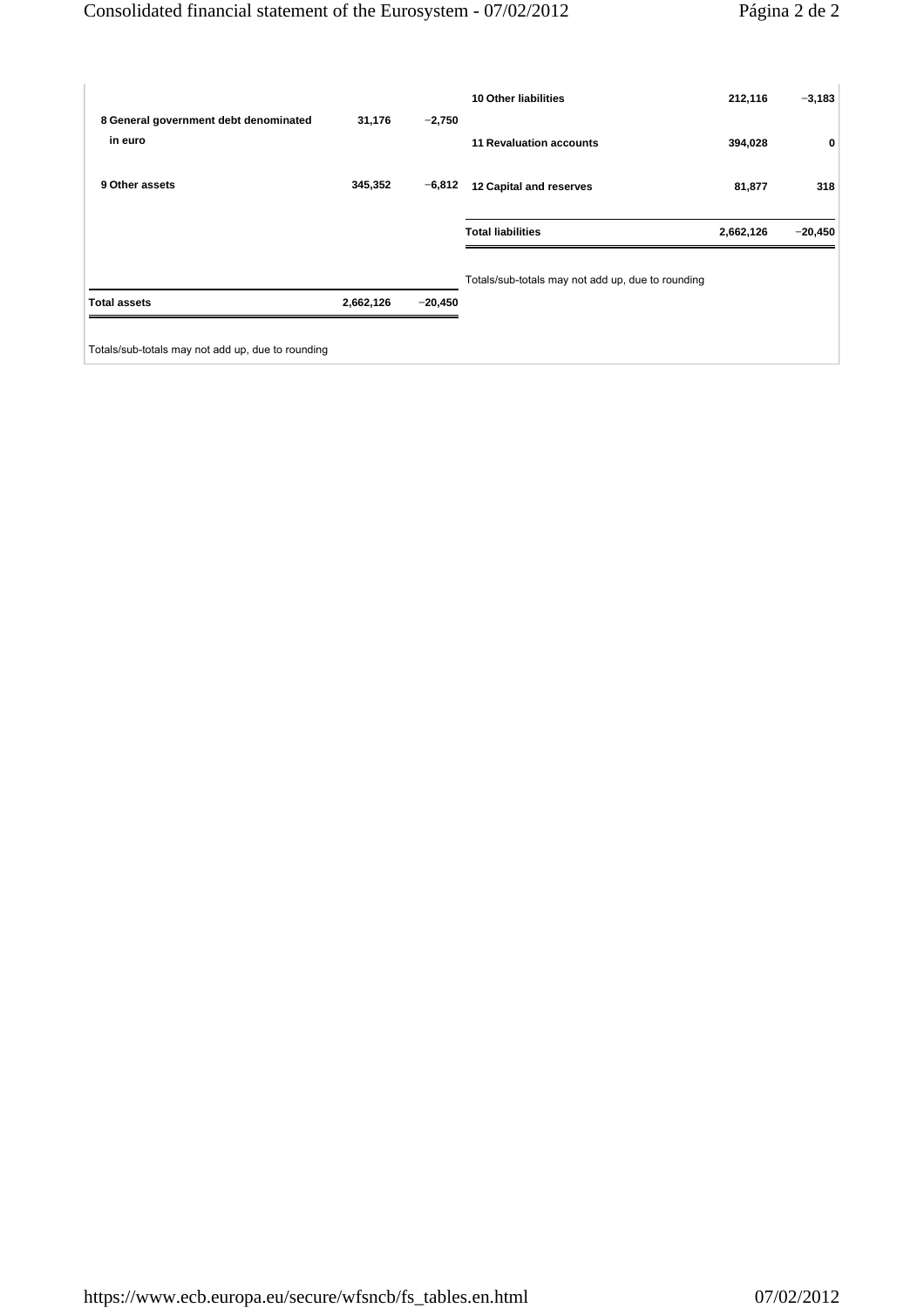| | | | | | |
|---|---|---|---|---|---|
| | | | 10 Other liabilities | 212,116 | −3,183 |
| 8 General government debt denominated in euro | 31,176 | −2,750 | 11 Revaluation accounts | 394,028 | 0 |
| 9 Other assets | 345,352 | −6,812 | 12 Capital and reserves | 81,877 | 318 |
| | | | **Total liabilities** | **2,662,126** | **−20,450** |
| **Total assets** | **2,662,126** | **−20,450** | | | |

Totals/sub-totals may not add up, due to rounding

Totals/sub-totals may not add up, due to rounding